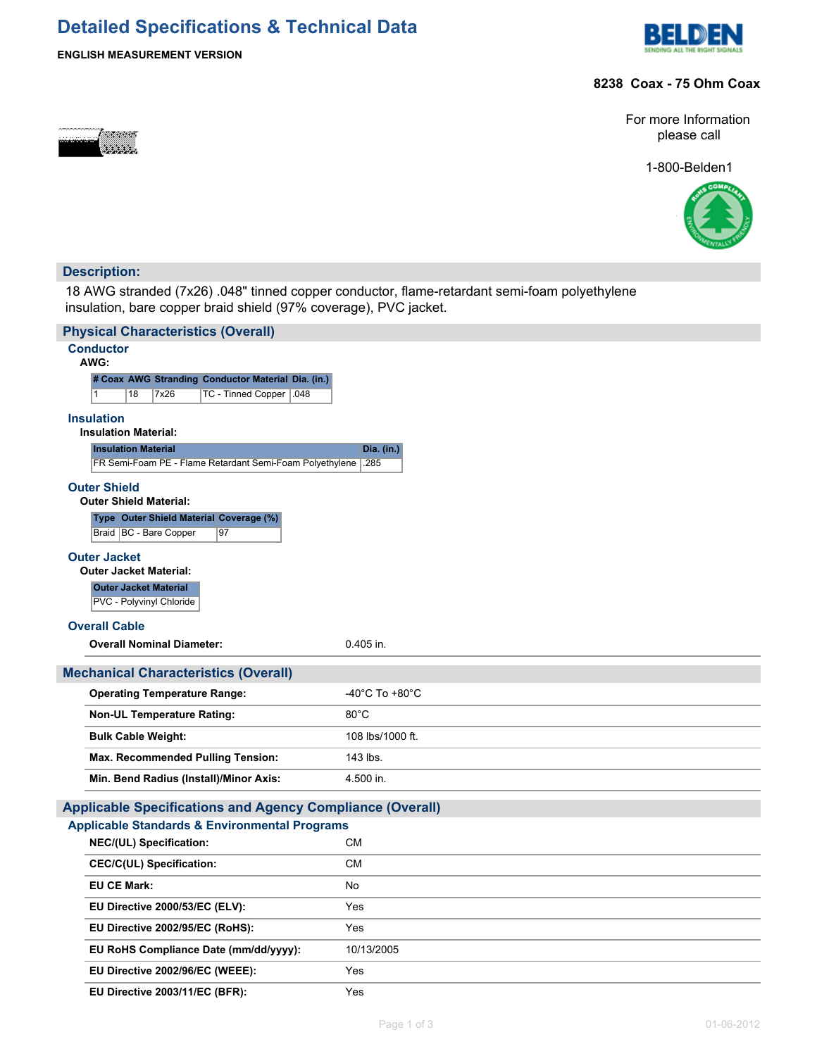# Detailed Specifications & Technical Data

**ENGLISH MEASUREMENT VERSION**

**8238 Coax - 75 Ohm Coax**

For more Information please call

1-800-Belden1

## Description:

18 AWG stranded (7x26) .048" tinned copper conductor, flame-retardant semi-foam polyethylene insulation, bare copper braid shield (97% coverage), PVC jacket.

## Physical Characteristics (Overall)

### Conductor

**AWG:**

| # Coax | AWG | Stranding | Conductor Material | Dia. (in.) |
|---|---|---|---|---|
| 1 | 18 | 7x26 | TC - Tinned Copper | .048 |

### Insulation

**Insulation Material:**

| Insulation Material | Dia. (in.) |
|---|---|
| FR Semi-Foam PE - Flame Retardant Semi-Foam Polyethylene | .285 |

### Outer Shield

**Outer Shield Material:**

| Type | Outer Shield Material | Coverage (%) |
|---|---|---|
| Braid | BC - Bare Copper | 97 |

### Outer Jacket

**Outer Jacket Material:**

| Outer Jacket Material |
|---|
| PVC - Polyvinyl Chloride |

### Overall Cable

| | |
|---|---|
| **Overall Nominal Diameter:** | 0.405 in. |

## Mechanical Characteristics (Overall)

| | |
|---|---|
| **Operating Temperature Range:** | -40°C To +80°C |
| **Non-UL Temperature Rating:** | 80°C |
| **Bulk Cable Weight:** | 108 lbs/1000 ft. |
| **Max. Recommended Pulling Tension:** | 143 lbs. |
| **Min. Bend Radius (Install)/Minor Axis:** | 4.500 in. |

## Applicable Specifications and Agency Compliance (Overall)

### Applicable Standards & Environmental Programs

| | |
|---|---|
| **NEC/(UL) Specification:** | CM |
| **CEC/C(UL) Specification:** | CM |
| **EU CE Mark:** | No |
| **EU Directive 2000/53/EC (ELV):** | Yes |
| **EU Directive 2002/95/EC (RoHS):** | Yes |
| **EU RoHS Compliance Date (mm/dd/yyyy):** | 10/13/2005 |
| **EU Directive 2002/96/EC (WEEE):** | Yes |
| **EU Directive 2003/11/EC (BFR):** | Yes |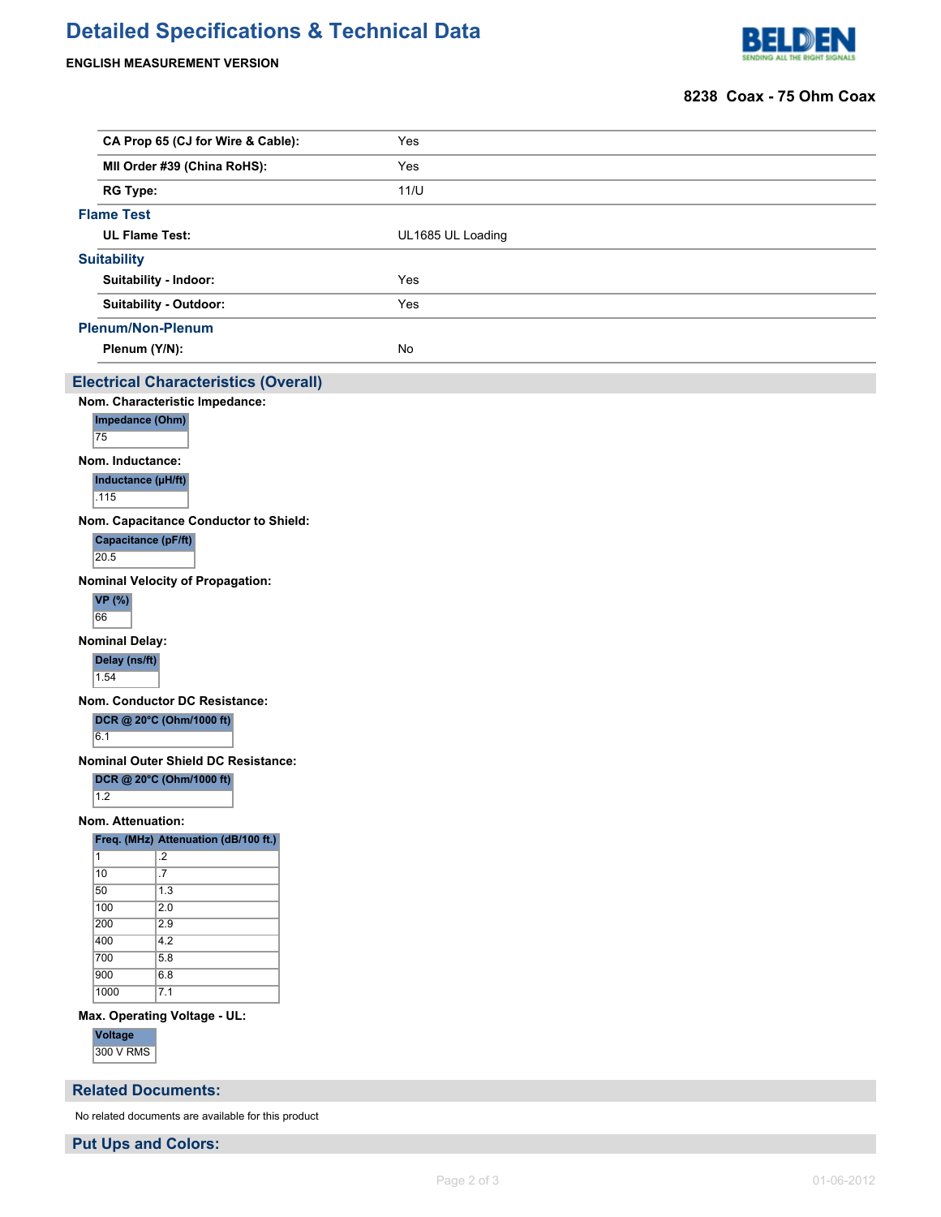# Detailed Specifications & Technical Data

**ENGLISH MEASUREMENT VERSION**

**8238 Coax - 75 Ohm Coax**

| | |
|---|---|
| **CA Prop 65 (CJ for Wire & Cable):** | Yes |
| **MII Order #39 (China RoHS):** | Yes |
| **RG Type:** | 11/U |

### Flame Test

| | |
|---|---|
| **UL Flame Test:** | UL1685 UL Loading |

### Suitability

| | |
|---|---|
| **Suitability - Indoor:** | Yes |
| **Suitability - Outdoor:** | Yes |

### Plenum/Non-Plenum

| | |
|---|---|
| **Plenum (Y/N):** | No |

## Electrical Characteristics (Overall)

**Nom. Characteristic Impedance:**

| Impedance (Ohm) |
|---|
| 75 |

**Nom. Inductance:**

| Inductance (µH/ft) |
|---|
| .115 |

**Nom. Capacitance Conductor to Shield:**

| Capacitance (pF/ft) |
|---|
| 20.5 |

**Nominal Velocity of Propagation:**

| VP (%) |
|---|
| 66 |

**Nominal Delay:**

| Delay (ns/ft) |
|---|
| 1.54 |

**Nom. Conductor DC Resistance:**

| DCR @ 20°C (Ohm/1000 ft) |
|---|
| 6.1 |

**Nominal Outer Shield DC Resistance:**

| DCR @ 20°C (Ohm/1000 ft) |
|---|
| 1.2 |

**Nom. Attenuation:**

| Freq. (MHz) | Attenuation (dB/100 ft.) |
|---|---|
| 1 | .2 |
| 10 | .7 |
| 50 | 1.3 |
| 100 | 2.0 |
| 200 | 2.9 |
| 400 | 4.2 |
| 700 | 5.8 |
| 900 | 6.8 |
| 1000 | 7.1 |

**Max. Operating Voltage - UL:**

| Voltage |
|---|
| 300 V RMS |

## Related Documents:

No related documents are available for this product

## Put Ups and Colors: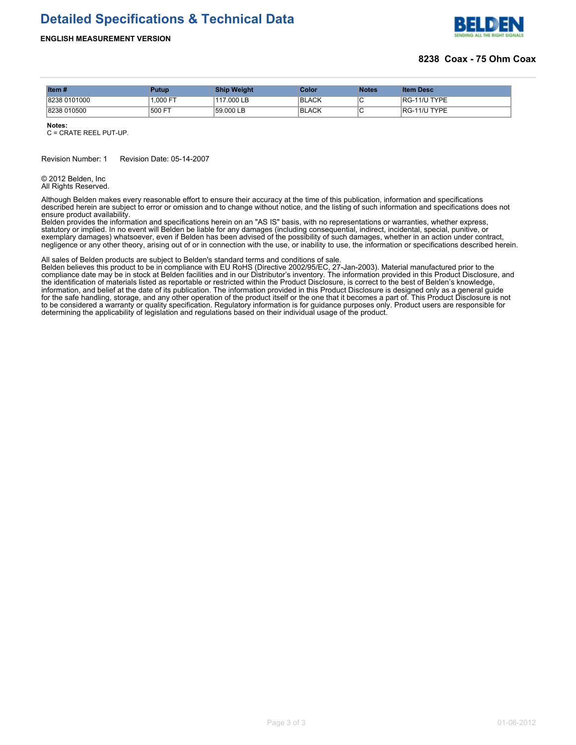| Item # | Putup | Ship Weight | Color | Notes | Item Desc |
|---|---|---|---|---|---|
| 8238 0101000 | 1,000 FT | 117.000 LB | BLACK | C | RG-11/U TYPE |
| 8238 010500 | 500 FT | 59.000 LB | BLACK | C | RG-11/U TYPE |

**Notes:**
C = CRATE REEL PUT-UP.

Revision Number: 1      Revision Date: 05-14-2007

© 2012 Belden, Inc
All Rights Reserved.

Although Belden makes every reasonable effort to ensure their accuracy at the time of this publication, information and specifications described herein are subject to error or omission and to change without notice, and the listing of such information and specifications does not ensure product availability.
Belden provides the information and specifications herein on an "AS IS" basis, with no representations or warranties, whether express, statutory or implied. In no event will Belden be liable for any damages (including consequential, indirect, incidental, special, punitive, or exemplary damages) whatsoever, even if Belden has been advised of the possibility of such damages, whether in an action under contract, negligence or any other theory, arising out of or in connection with the use, or inability to use, the information or specifications described herein.

All sales of Belden products are subject to Belden's standard terms and conditions of sale.
Belden believes this product to be in compliance with EU RoHS (Directive 2002/95/EC, 27-Jan-2003). Material manufactured prior to the compliance date may be in stock at Belden facilities and in our Distributor's inventory. The information provided in this Product Disclosure, and the identification of materials listed as reportable or restricted within the Product Disclosure, is correct to the best of Belden's knowledge, information, and belief at the date of its publication. The information provided in this Product Disclosure is designed only as a general guide for the safe handling, storage, and any other operation of the product itself or the one that it becomes a part of. This Product Disclosure is not to be considered a warranty or quality specification. Regulatory information is for guidance purposes only. Product users are responsible for determining the applicability of legislation and regulations based on their individual usage of the product.